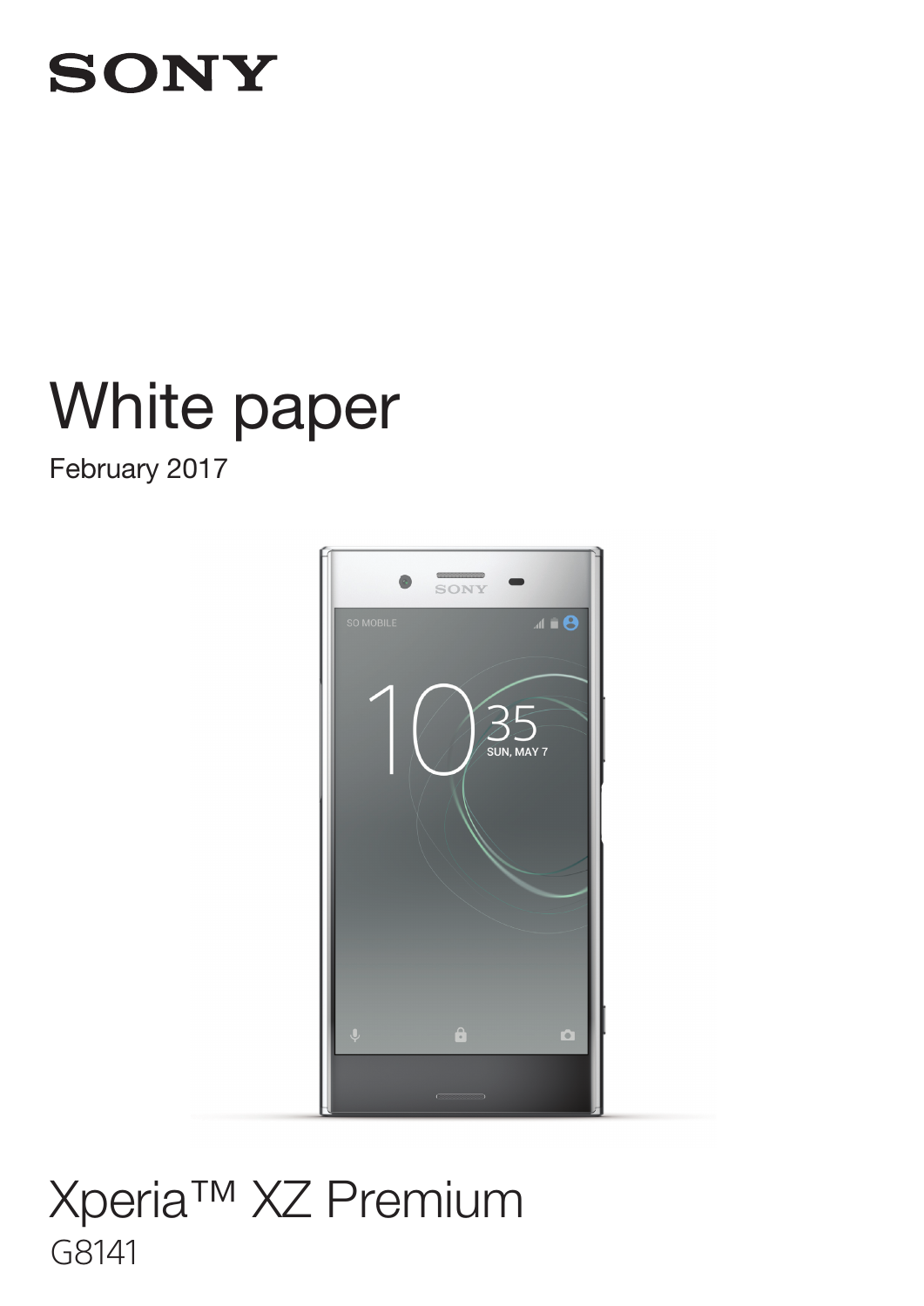SONY

# White paper

February 2017

# Xperia™ XZ Premium

G8141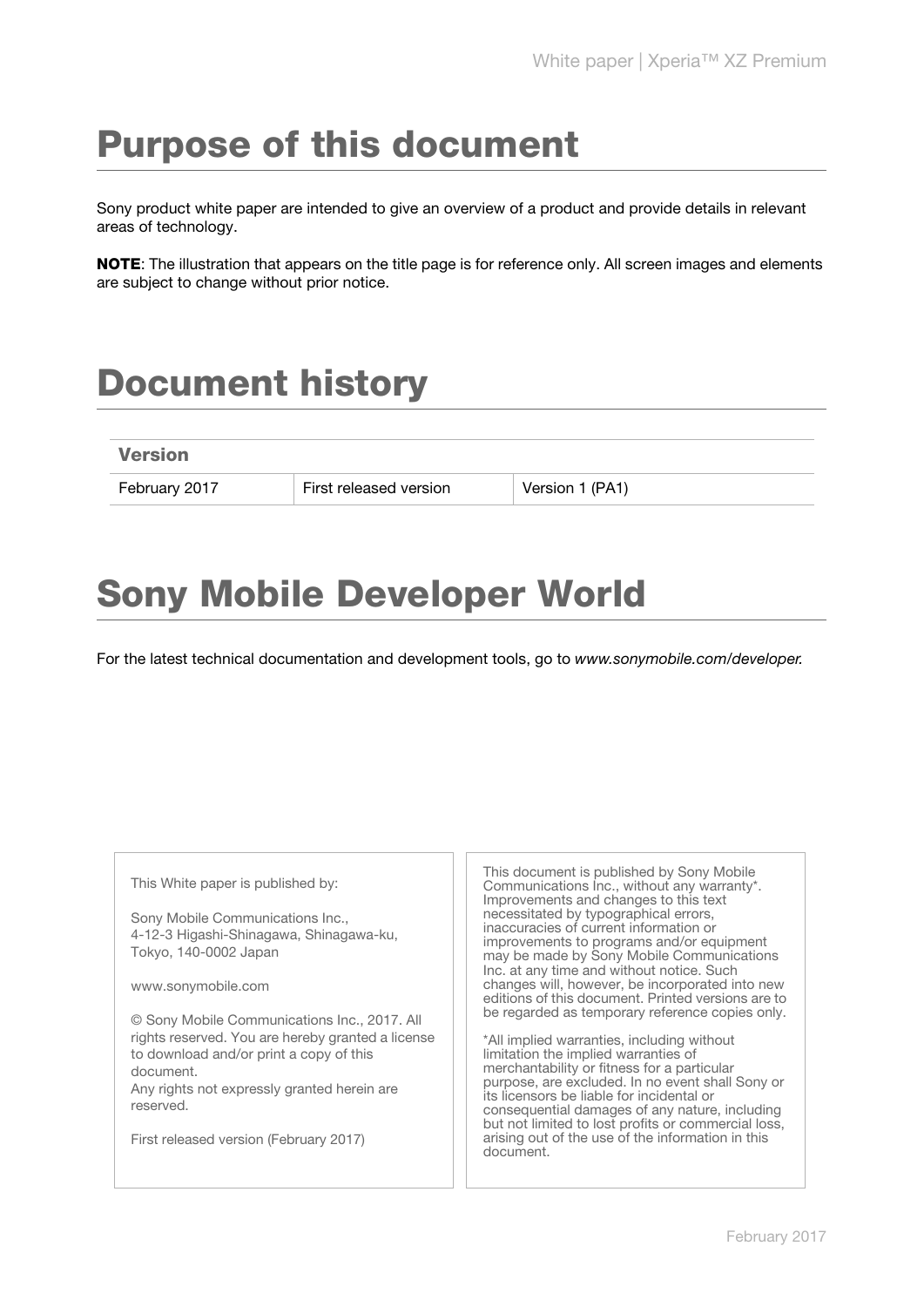# Purpose of this document

Sony product white paper are intended to give an overview of a product and provide details in relevant areas of technology.

**NOTE**: The illustration that appears on the title page is for reference only. All screen images and elements are subject to change without prior notice.

# Document history

| Version | | |
|---|---|---|
| February 2017 | First released version | Version 1 (PA1) |

# Sony Mobile Developer World

For the latest technical documentation and development tools, go to *www.sonymobile.com/developer.*

This White paper is published by:

Sony Mobile Communications Inc.,
4-12-3 Higashi-Shinagawa, Shinagawa-ku,
Tokyo, 140-0002 Japan

www.sonymobile.com

© Sony Mobile Communications Inc., 2017. All rights reserved. You are hereby granted a license to download and/or print a copy of this document.
Any rights not expressly granted herein are reserved.

First released version (February 2017)

This document is published by Sony Mobile Communications Inc., without any warranty*. Improvements and changes to this text necessitated by typographical errors, inaccuracies of current information or improvements to programs and/or equipment may be made by Sony Mobile Communications Inc. at any time and without notice. Such changes will, however, be incorporated into new editions of this document. Printed versions are to be regarded as temporary reference copies only.

*All implied warranties, including without limitation the implied warranties of merchantability or fitness for a particular purpose, are excluded. In no event shall Sony or its licensors be liable for incidental or consequential damages of any nature, including but not limited to lost profits or commercial loss, arising out of the use of the information in this document.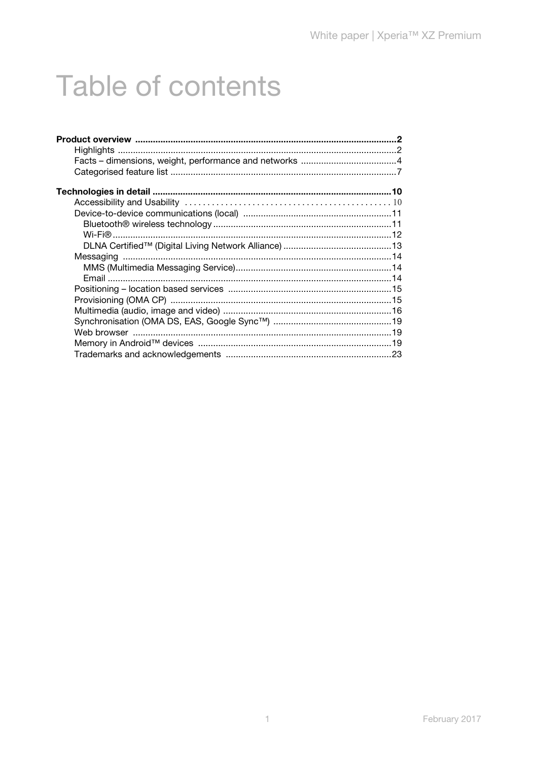# Table of contents

**Product overview** ..................................................................................................**2**

- Highlights ..................................................................................................2
- Facts – dimensions, weight, performance and networks ......................................4
- Categorised feature list ..................................................................................7

**Technologies in detail** ..................................................................................................**10**

- Accessibility and Usability ..................................................................................10
- Device-to-device communications (local) ..........................................................11
  - Bluetooth® wireless technology ......................................................................11
  - Wi-Fi® ..................................................................................................12
  - DLNA Certified™ (Digital Living Network Alliance) ...........................................13
- Messaging ..................................................................................................14
  - MMS (Multimedia Messaging Service)..............................................................14
  - Email ..................................................................................................14
- Positioning – location based services ................................................................15
- Provisioning (OMA CP) ..................................................................................15
- Multimedia (audio, image and video) ..................................................................16
- Synchronisation (OMA DS, EAS, Google Sync™) ...............................................19
- Web browser ..................................................................................................19
- Memory in Android™ devices ..........................................................................19
- Trademarks and acknowledgements ..................................................................23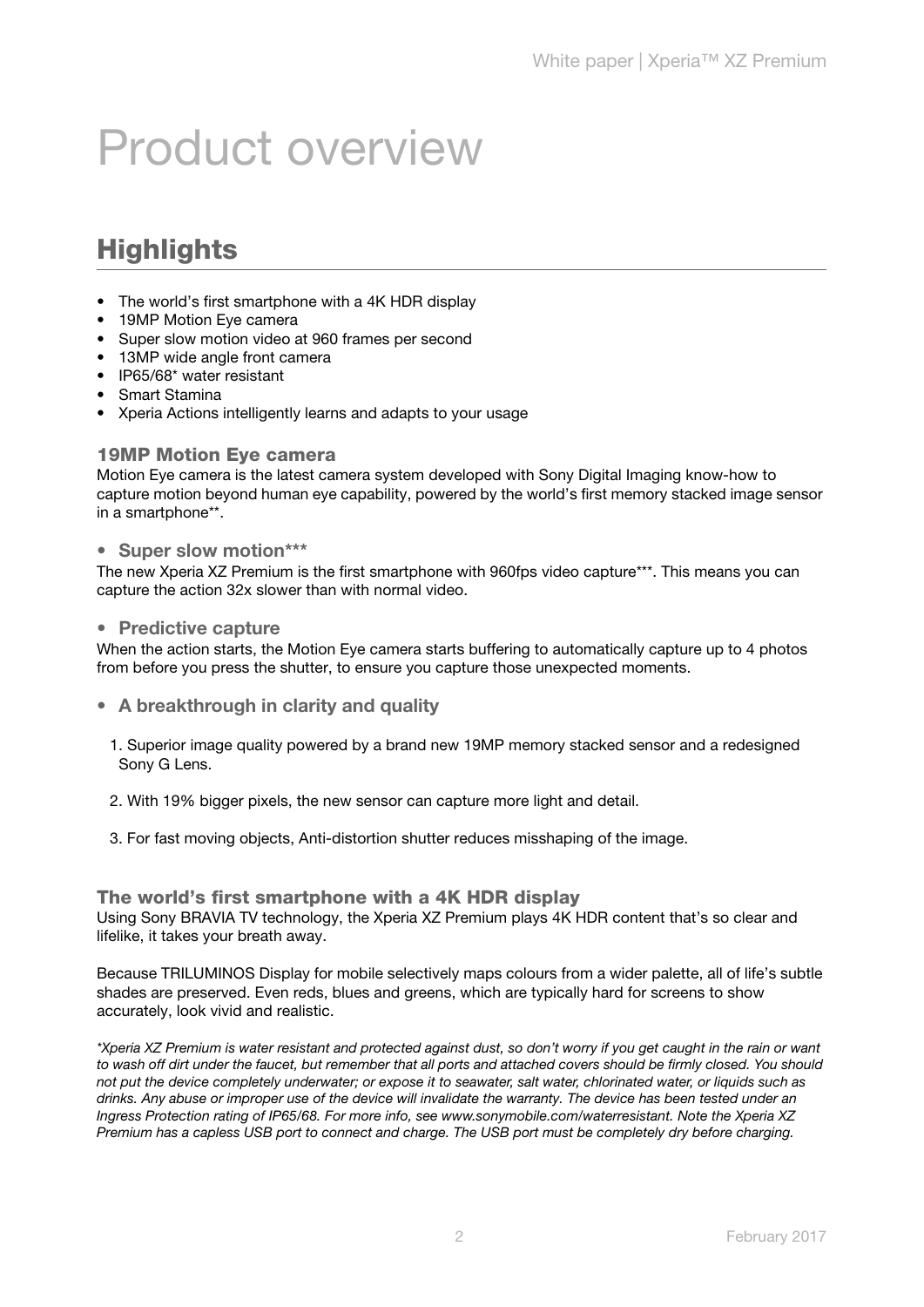# Product overview

## Highlights

- The world's first smartphone with a 4K HDR display
- 19MP Motion Eye camera
- Super slow motion video at 960 frames per second
- 13MP wide angle front camera
- IP65/68* water resistant
- Smart Stamina
- Xperia Actions intelligently learns and adapts to your usage

### 19MP Motion Eye camera

Motion Eye camera is the latest camera system developed with Sony Digital Imaging know-how to capture motion beyond human eye capability, powered by the world's first memory stacked image sensor in a smartphone**.

- **Super slow motion*****

The new Xperia XZ Premium is the first smartphone with 960fps video capture***. This means you can capture the action 32x slower than with normal video.

- **Predictive capture**

When the action starts, the Motion Eye camera starts buffering to automatically capture up to 4 photos from before you press the shutter, to ensure you capture those unexpected moments.

- **A breakthrough in clarity and quality**

1. Superior image quality powered by a brand new 19MP memory stacked sensor and a redesigned Sony G Lens.

2. With 19% bigger pixels, the new sensor can capture more light and detail.

3. For fast moving objects, Anti-distortion shutter reduces misshaping of the image.

### The world's first smartphone with a 4K HDR display

Using Sony BRAVIA TV technology, the Xperia XZ Premium plays 4K HDR content that's so clear and lifelike, it takes your breath away.

Because TRILUMINOS Display for mobile selectively maps colours from a wider palette, all of life's subtle shades are preserved. Even reds, blues and greens, which are typically hard for screens to show accurately, look vivid and realistic.

*\*Xperia XZ Premium is water resistant and protected against dust, so don't worry if you get caught in the rain or want to wash off dirt under the faucet, but remember that all ports and attached covers should be firmly closed. You should not put the device completely underwater; or expose it to seawater, salt water, chlorinated water, or liquids such as drinks. Any abuse or improper use of the device will invalidate the warranty. The device has been tested under an Ingress Protection rating of IP65/68. For more info, see www.sonymobile.com/waterresistant. Note the Xperia XZ Premium has a capless USB port to connect and charge. The USB port must be completely dry before charging.*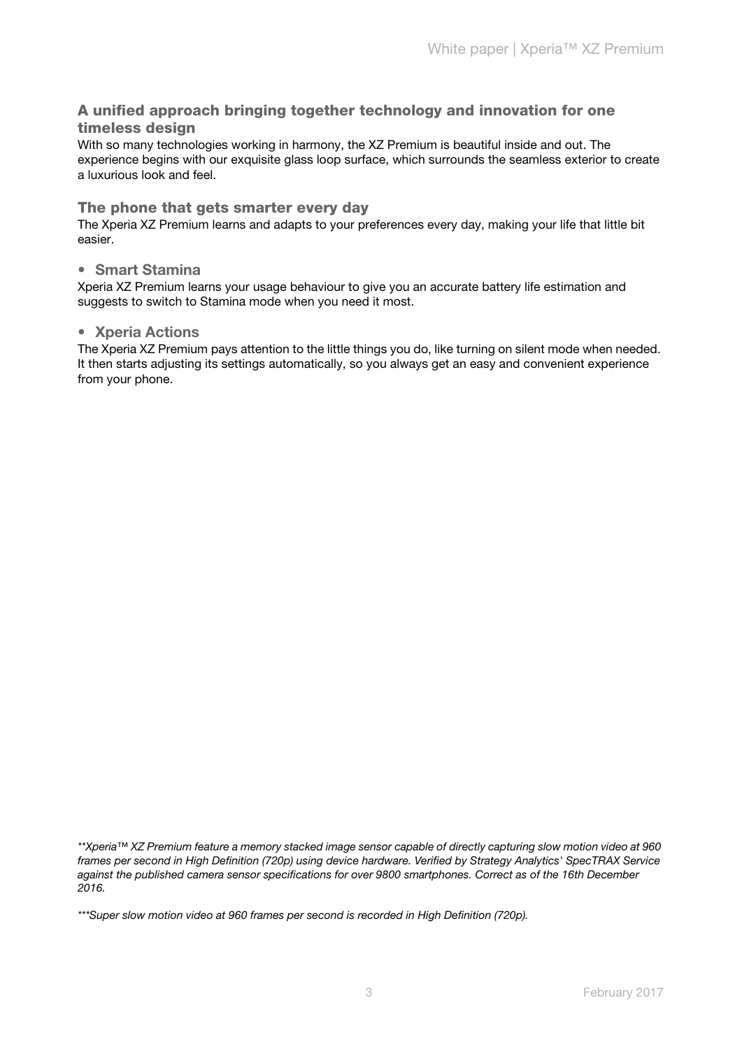## A unified approach bringing together technology and innovation for one timeless design

With so many technologies working in harmony, the XZ Premium is beautiful inside and out. The experience begins with our exquisite glass loop surface, which surrounds the seamless exterior to create a luxurious look and feel.

## The phone that gets smarter every day

The Xperia XZ Premium learns and adapts to your preferences every day, making your life that little bit easier.

### • Smart Stamina

Xperia XZ Premium learns your usage behaviour to give you an accurate battery life estimation and suggests to switch to Stamina mode when you need it most.

### • Xperia Actions

The Xperia XZ Premium pays attention to the little things you do, like turning on silent mode when needed. It then starts adjusting its settings automatically, so you always get an easy and convenient experience from your phone.

*\*\*Xperia™ XZ Premium feature a memory stacked image sensor capable of directly capturing slow motion video at 960 frames per second in High Definition (720p) using device hardware. Verified by Strategy Analytics' SpecTRAX Service against the published camera sensor specifications for over 9800 smartphones. Correct as of the 16th December 2016.*

*\*\*\*Super slow motion video at 960 frames per second is recorded in High Definition (720p).*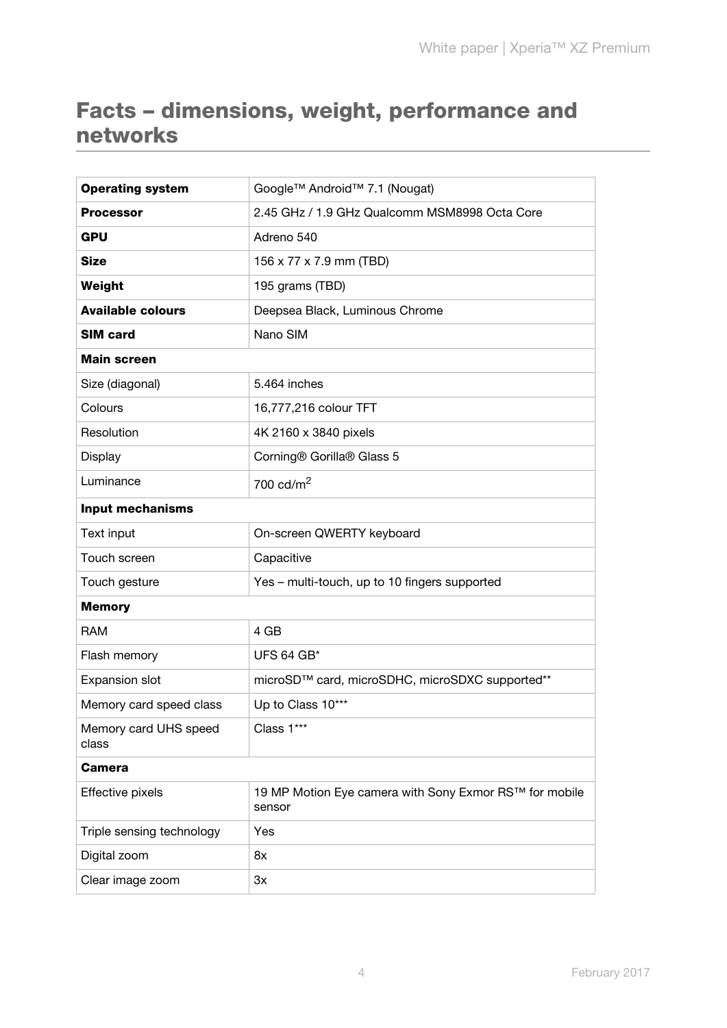## Facts – dimensions, weight, performance and networks

| | |
|---|---|
| **Operating system** | Google™ Android™ 7.1 (Nougat) |
| **Processor** | 2.45 GHz / 1.9 GHz Qualcomm MSM8998 Octa Core |
| **GPU** | Adreno 540 |
| **Size** | 156 x 77 x 7.9 mm (TBD) |
| **Weight** | 195 grams (TBD) |
| **Available colours** | Deepsea Black, Luminous Chrome |
| **SIM card** | Nano SIM |
| **Main screen** | |
| Size (diagonal) | 5.464 inches |
| Colours | 16,777,216 colour TFT |
| Resolution | 4K 2160 x 3840 pixels |
| Display | Corning® Gorilla® Glass 5 |
| Luminance | 700 cd/$m^2$ |
| **Input mechanisms** | |
| Text input | On-screen QWERTY keyboard |
| Touch screen | Capacitive |
| Touch gesture | Yes – multi-touch, up to 10 fingers supported |
| **Memory** | |
| RAM | 4 GB |
| Flash memory | UFS 64 GB* |
| Expansion slot | microSD™ card, microSDHC, microSDXC supported** |
| Memory card speed class | Up to Class 10*** |
| Memory card UHS speed class | Class 1*** |
| **Camera** | |
| Effective pixels | 19 MP Motion Eye camera with Sony Exmor RS™ for mobile sensor |
| Triple sensing technology | Yes |
| Digital zoom | 8x |
| Clear image zoom | 3x |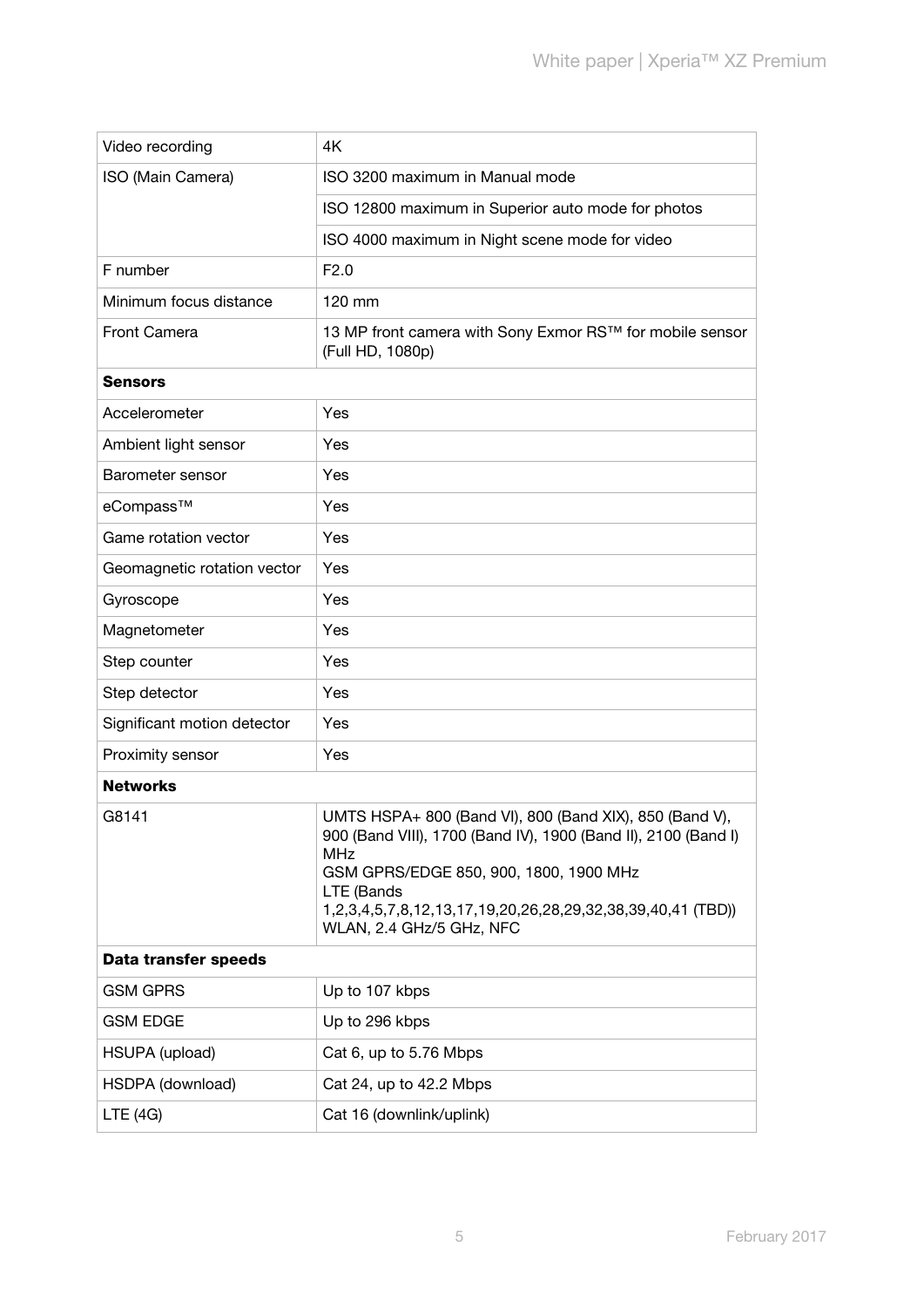| | |
|---|---|
| Video recording | 4K |
| ISO (Main Camera) | ISO 3200 maximum in Manual mode |
| | ISO 12800 maximum in Superior auto mode for photos |
| | ISO 4000 maximum in Night scene mode for video |
| F number | F2.0 |
| Minimum focus distance | 120 mm |
| Front Camera | 13 MP front camera with Sony Exmor RS™ for mobile sensor (Full HD, 1080p) |
| **Sensors** | |
| Accelerometer | Yes |
| Ambient light sensor | Yes |
| Barometer sensor | Yes |
| eCompass™ | Yes |
| Game rotation vector | Yes |
| Geomagnetic rotation vector | Yes |
| Gyroscope | Yes |
| Magnetometer | Yes |
| Step counter | Yes |
| Step detector | Yes |
| Significant motion detector | Yes |
| Proximity sensor | Yes |
| **Networks** | |
| G8141 | UMTS HSPA+ 800 (Band VI), 800 (Band XIX), 850 (Band V), 900 (Band VIII), 1700 (Band IV), 1900 (Band II), 2100 (Band I) MHz<br>GSM GPRS/EDGE 850, 900, 1800, 1900 MHz<br>LTE (Bands 1,2,3,4,5,7,8,12,13,17,19,20,26,28,29,32,38,39,40,41 (TBD))<br>WLAN, 2.4 GHz/5 GHz, NFC |
| **Data transfer speeds** | |
| GSM GPRS | Up to 107 kbps |
| GSM EDGE | Up to 296 kbps |
| HSUPA (upload) | Cat 6, up to 5.76 Mbps |
| HSDPA (download) | Cat 24, up to 42.2 Mbps |
| LTE (4G) | Cat 16 (downlink/uplink) |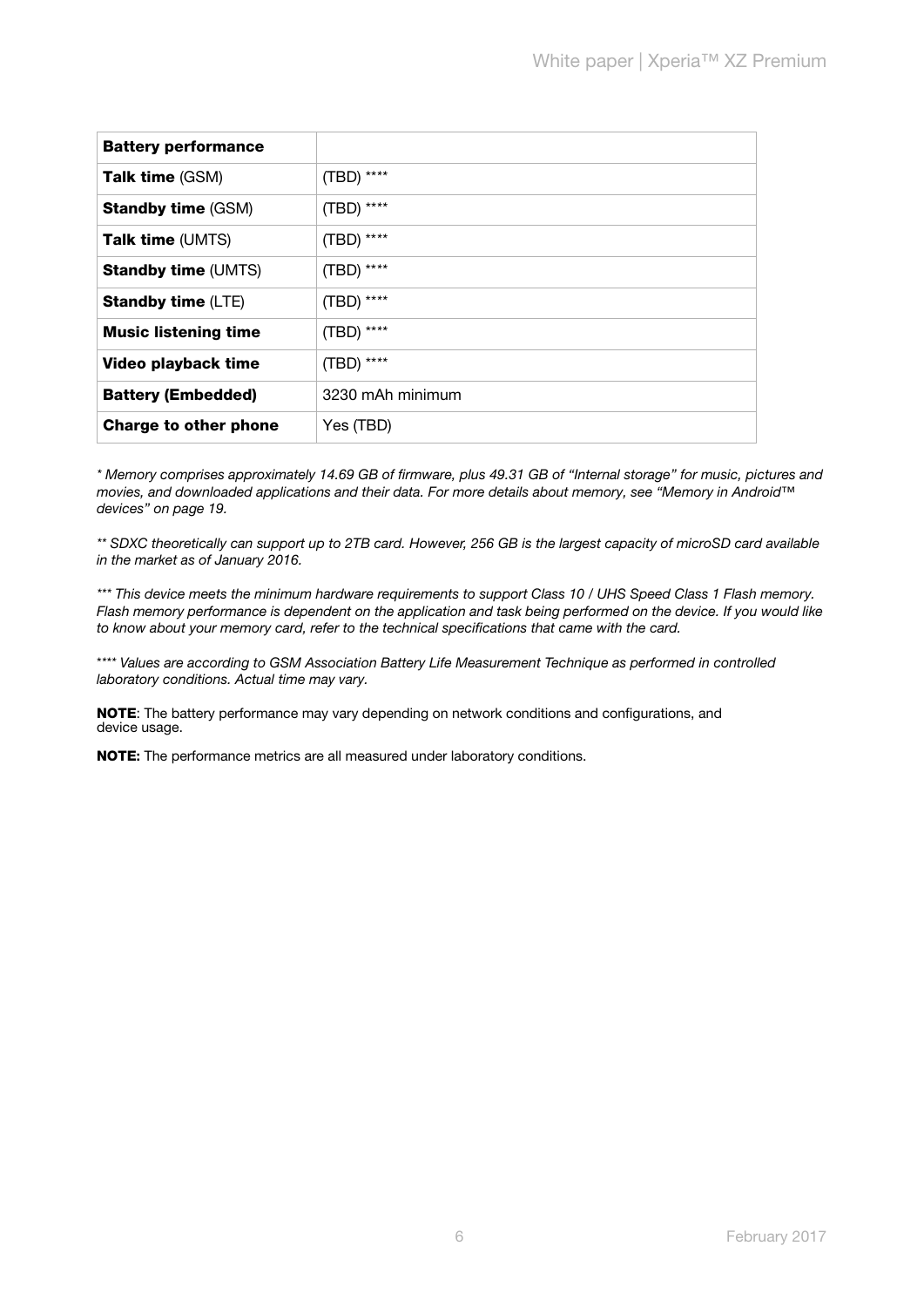| **Battery performance** | |
|---|---|
| **Talk time** (GSM) | (TBD) **** |
| **Standby time** (GSM) | (TBD) **** |
| **Talk time** (UMTS) | (TBD) **** |
| **Standby time** (UMTS) | (TBD) **** |
| **Standby time** (LTE) | (TBD) **** |
| **Music listening time** | (TBD) **** |
| **Video playback time** | (TBD) **** |
| **Battery (Embedded)** | 3230 mAh minimum |
| **Charge to other phone** | Yes (TBD) |

*\* Memory comprises approximately 14.69 GB of firmware, plus 49.31 GB of "Internal storage" for music, pictures and movies, and downloaded applications and their data. For more details about memory, see "Memory in Android™ devices" on page 19.*

*\*\* SDXC theoretically can support up to 2TB card. However, 256 GB is the largest capacity of microSD card available in the market as of January 2016.*

*\*\*\* This device meets the minimum hardware requirements to support Class 10 / UHS Speed Class 1 Flash memory. Flash memory performance is dependent on the application and task being performed on the device. If you would like to know about your memory card, refer to the technical specifications that came with the card.*

*\*\*\*\* Values are according to GSM Association Battery Life Measurement Technique as performed in controlled laboratory conditions. Actual time may vary.*

**NOTE**: The battery performance may vary depending on network conditions and configurations, and device usage.

**NOTE:** The performance metrics are all measured under laboratory conditions.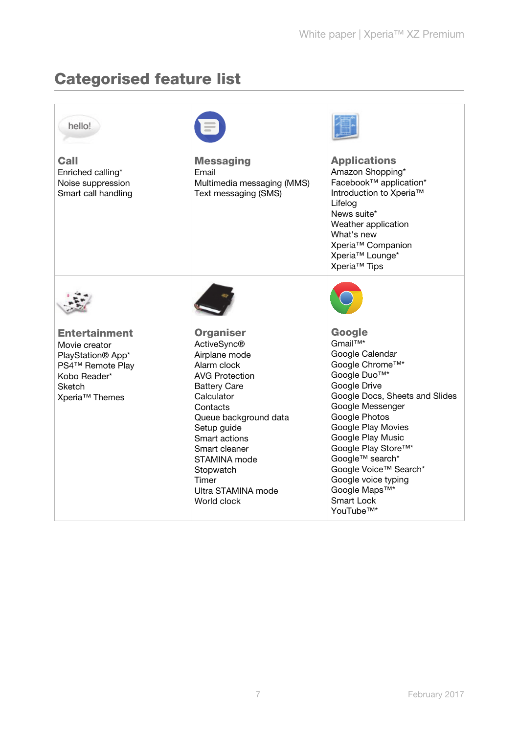## Categorised feature list

### Call
Enriched calling*
Noise suppression
Smart call handling

### Messaging
Email
Multimedia messaging (MMS)
Text messaging (SMS)

### Applications
Amazon Shopping*
Facebook™ application*
Introduction to Xperia™
Lifelog
News suite*
Weather application
What's new
Xperia™ Companion
Xperia™ Lounge*
Xperia™ Tips

### Entertainment
Movie creator
PlayStation® App*
PS4™ Remote Play
Kobo Reader*
Sketch
Xperia™ Themes

### Organiser
ActiveSync®
Airplane mode
Alarm clock
AVG Protection
Battery Care
Calculator
Contacts
Queue background data
Setup guide
Smart actions
Smart cleaner
STAMINA mode
Stopwatch
Timer
Ultra STAMINA mode
World clock

### Google
Gmail™*
Google Calendar
Google Chrome™*
Google Duo™*
Google Drive
Google Docs, Sheets and Slides
Google Messenger
Google Photos
Google Play Movies
Google Play Music
Google Play Store™*
Google™ search*
Google Voice™ Search*
Google voice typing
Google Maps™*
Smart Lock
YouTube™*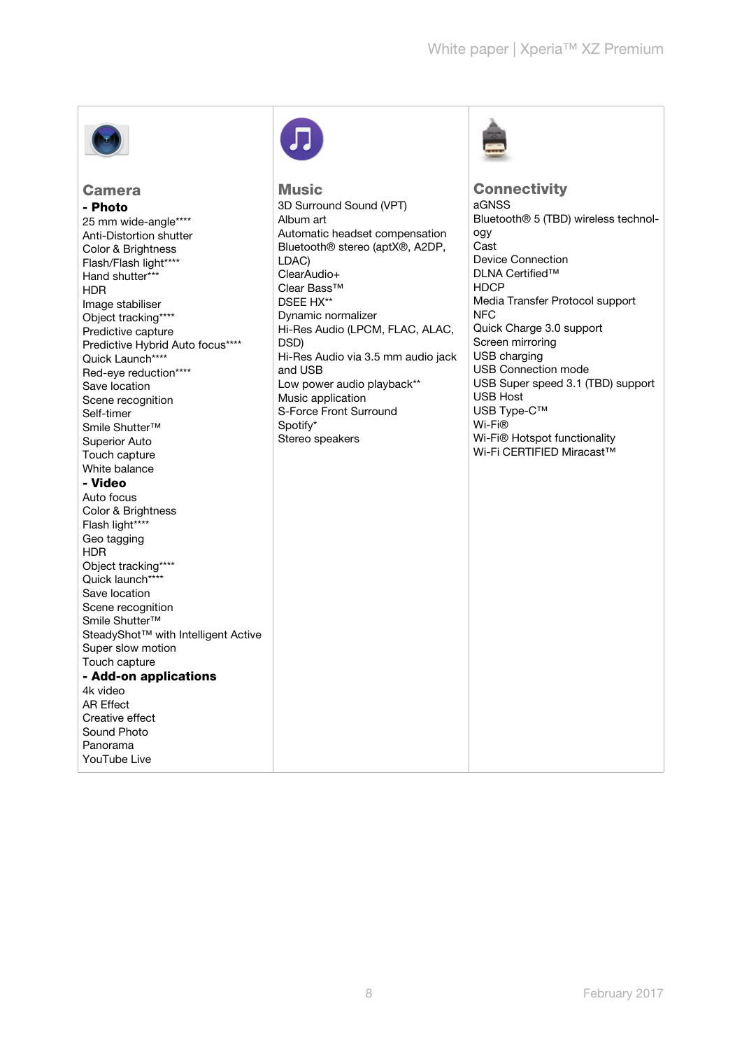## Camera

**- Photo**

25 mm wide-angle****
Anti-Distortion shutter
Color & Brightness
Flash/Flash light****
Hand shutter***
HDR
Image stabiliser
Object tracking****
Predictive capture
Predictive Hybrid Auto focus****
Quick Launch****
Red-eye reduction****
Save location
Scene recognition
Self-timer
Smile Shutter™
Superior Auto
Touch capture
White balance

**- Video**

Auto focus
Color & Brightness
Flash light****
Geo tagging
HDR
Object tracking****
Quick launch****
Save location
Scene recognition
Smile Shutter™
SteadyShot™ with Intelligent Active
Super slow motion
Touch capture

**- Add-on applications**

4k video
AR Effect
Creative effect
Sound Photo
Panorama
YouTube Live

## Music

3D Surround Sound (VPT)
Album art
Automatic headset compensation
Bluetooth® stereo (aptX®, A2DP, LDAC)
ClearAudio+
Clear Bass™
DSEE HX**
Dynamic normalizer
Hi-Res Audio (LPCM, FLAC, ALAC, DSD)
Hi-Res Audio via 3.5 mm audio jack and USB
Low power audio playback**
Music application
S-Force Front Surround
Spotify*
Stereo speakers

## Connectivity

aGNSS
Bluetooth® 5 (TBD) wireless technology
Cast
Device Connection
DLNA Certified™
HDCP
Media Transfer Protocol support
NFC
Quick Charge 3.0 support
Screen mirroring
USB charging
USB Connection mode
USB Super speed 3.1 (TBD) support
USB Host
USB Type-C™
Wi-Fi®
Wi-Fi® Hotspot functionality
Wi-Fi CERTIFIED Miracast™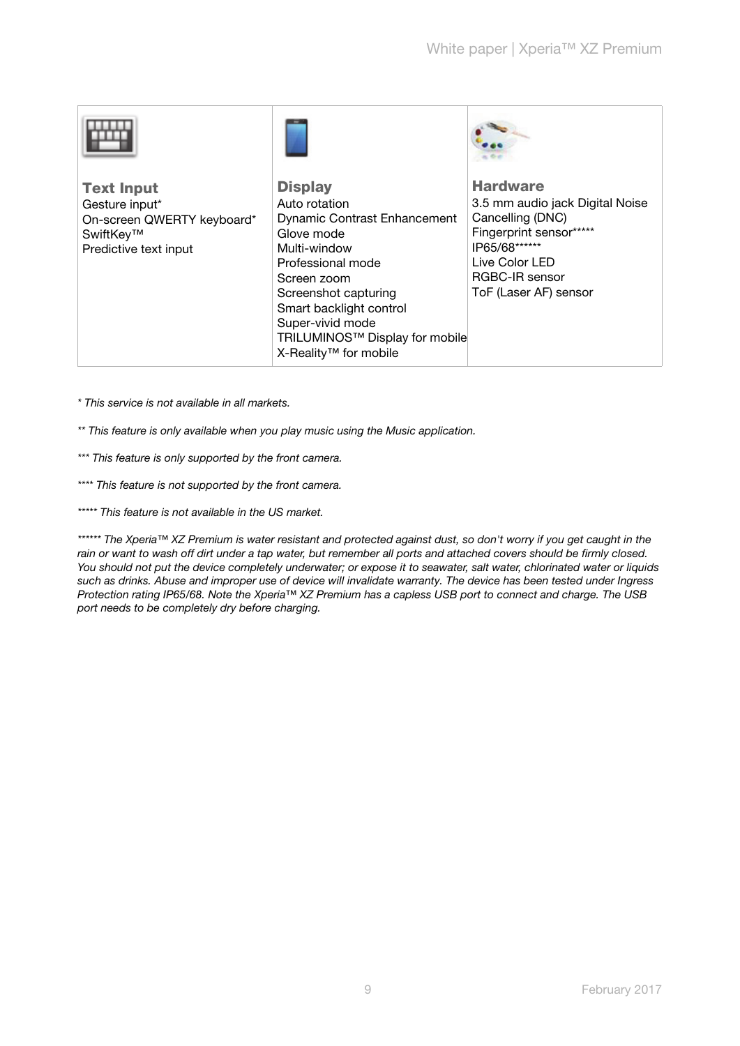| Text Input | Display | Hardware |
|---|---|---|
| Gesture input*<br>On-screen QWERTY keyboard*<br>SwiftKey™<br>Predictive text input | Auto rotation<br>Dynamic Contrast Enhancement<br>Glove mode<br>Multi-window<br>Professional mode<br>Screen zoom<br>Screenshot capturing<br>Smart backlight control<br>Super-vivid mode<br>TRILUMINOS™ Display for mobile<br>X-Reality™ for mobile | 3.5 mm audio jack Digital Noise Cancelling (DNC)<br>Fingerprint sensor*****<br>IP65/68******<br>Live Color LED<br>RGBC-IR sensor<br>ToF (Laser AF) sensor |

*\* This service is not available in all markets.*

*\*\* This feature is only available when you play music using the Music application.*

*\*\*\* This feature is only supported by the front camera.*

*\*\*\*\* This feature is not supported by the front camera.*

*\*\*\*\*\* This feature is not available in the US market.*

*\*\*\*\*\*\* The Xperia™ XZ Premium is water resistant and protected against dust, so don't worry if you get caught in the rain or want to wash off dirt under a tap water, but remember all ports and attached covers should be firmly closed. You should not put the device completely underwater; or expose it to seawater, salt water, chlorinated water or liquids such as drinks. Abuse and improper use of device will invalidate warranty. The device has been tested under Ingress Protection rating IP65/68. Note the Xperia™ XZ Premium has a capless USB port to connect and charge. The USB port needs to be completely dry before charging.*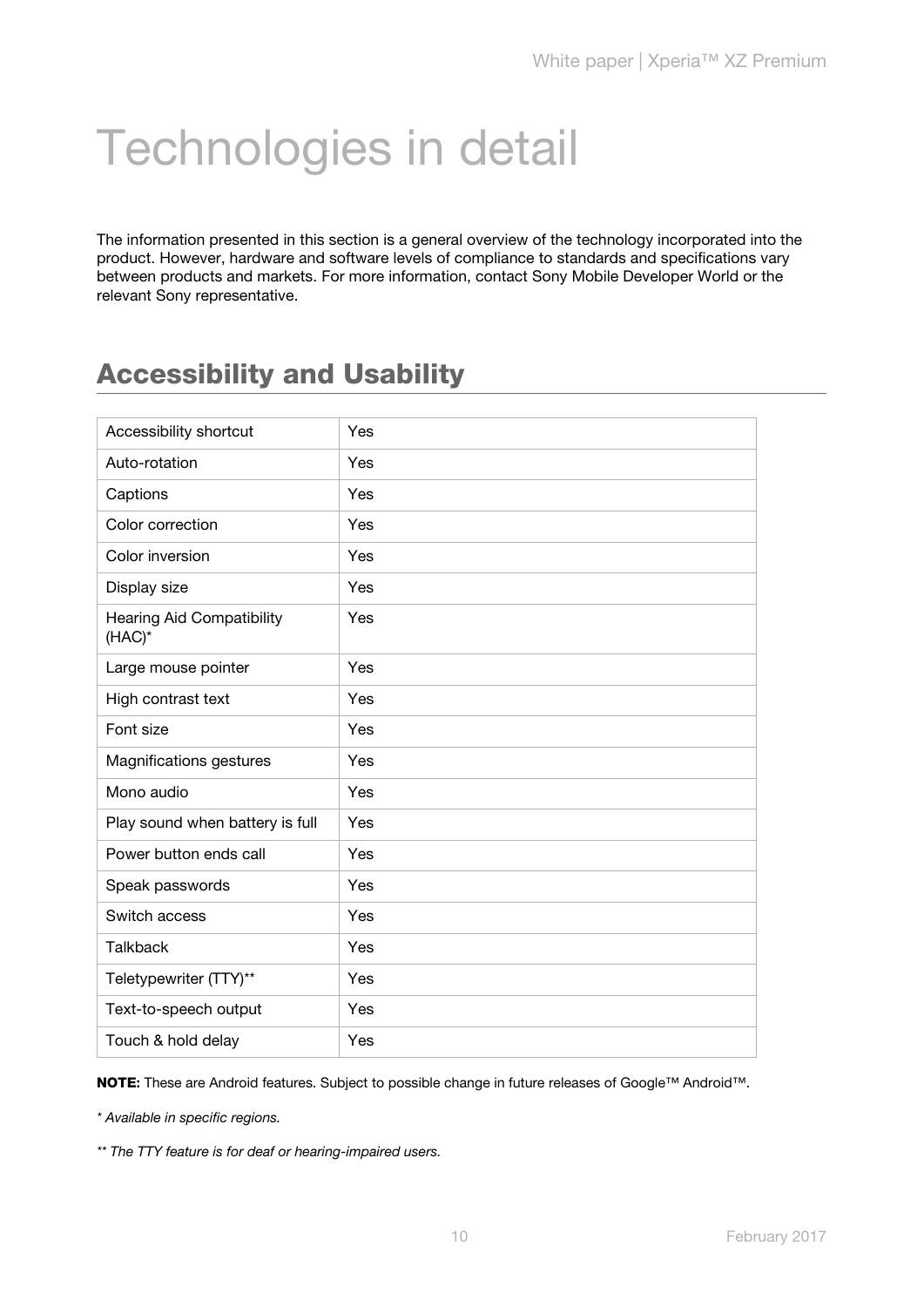# Technologies in detail

The information presented in this section is a general overview of the technology incorporated into the product. However, hardware and software levels of compliance to standards and specifications vary between products and markets. For more information, contact Sony Mobile Developer World or the relevant Sony representative.

## Accessibility and Usability

| | |
|---|---|
| Accessibility shortcut | Yes |
| Auto-rotation | Yes |
| Captions | Yes |
| Color correction | Yes |
| Color inversion | Yes |
| Display size | Yes |
| Hearing Aid Compatibility (HAC)* | Yes |
| Large mouse pointer | Yes |
| High contrast text | Yes |
| Font size | Yes |
| Magnifications gestures | Yes |
| Mono audio | Yes |
| Play sound when battery is full | Yes |
| Power button ends call | Yes |
| Speak passwords | Yes |
| Switch access | Yes |
| Talkback | Yes |
| Teletypewriter (TTY)** | Yes |
| Text-to-speech output | Yes |
| Touch & hold delay | Yes |

**NOTE:** These are Android features. Subject to possible change in future releases of Google™ Android™.

*\* Available in specific regions.*

*\*\* The TTY feature is for deaf or hearing-impaired users.*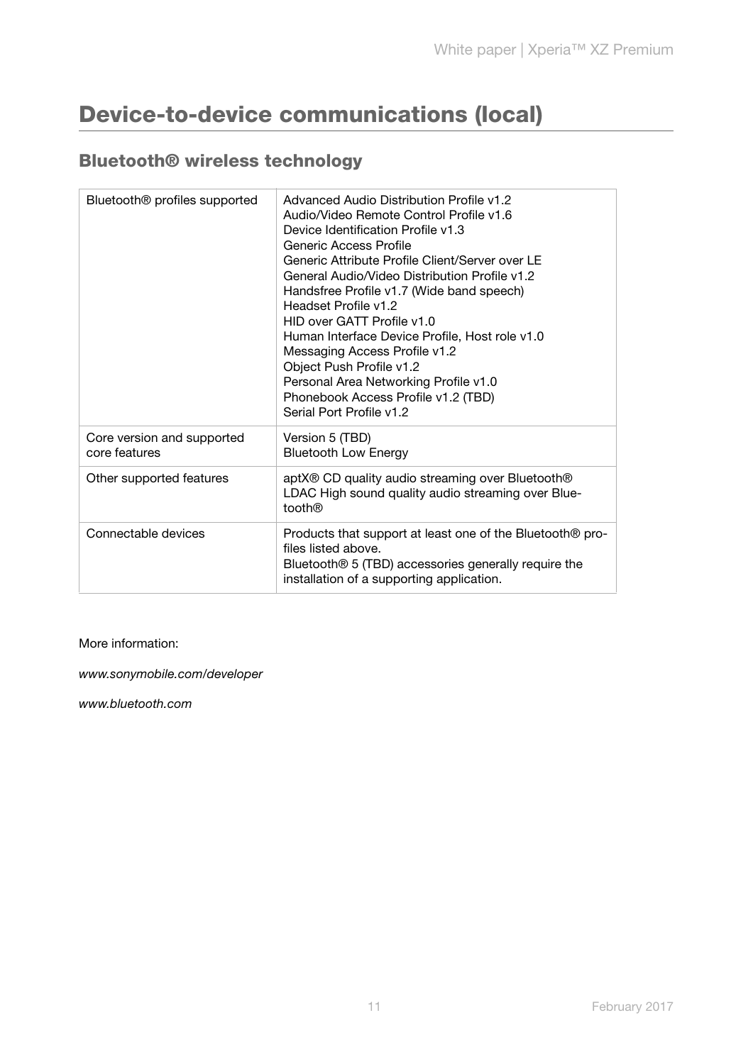# Device-to-device communications (local)

## Bluetooth® wireless technology

| | |
|---|---|
| Bluetooth® profiles supported | Advanced Audio Distribution Profile v1.2<br>Audio/Video Remote Control Profile v1.6<br>Device Identification Profile v1.3<br>Generic Access Profile<br>Generic Attribute Profile Client/Server over LE<br>General Audio/Video Distribution Profile v1.2<br>Handsfree Profile v1.7 (Wide band speech)<br>Headset Profile v1.2<br>HID over GATT Profile v1.0<br>Human Interface Device Profile, Host role v1.0<br>Messaging Access Profile v1.2<br>Object Push Profile v1.2<br>Personal Area Networking Profile v1.0<br>Phonebook Access Profile v1.2 (TBD)<br>Serial Port Profile v1.2 |
| Core version and supported core features | Version 5 (TBD)<br>Bluetooth Low Energy |
| Other supported features | aptX® CD quality audio streaming over Bluetooth®<br>LDAC High sound quality audio streaming over Bluetooth® |
| Connectable devices | Products that support at least one of the Bluetooth® profiles listed above.<br>Bluetooth® 5 (TBD) accessories generally require the installation of a supporting application. |

More information:

*www.sonymobile.com/developer*

*www.bluetooth.com*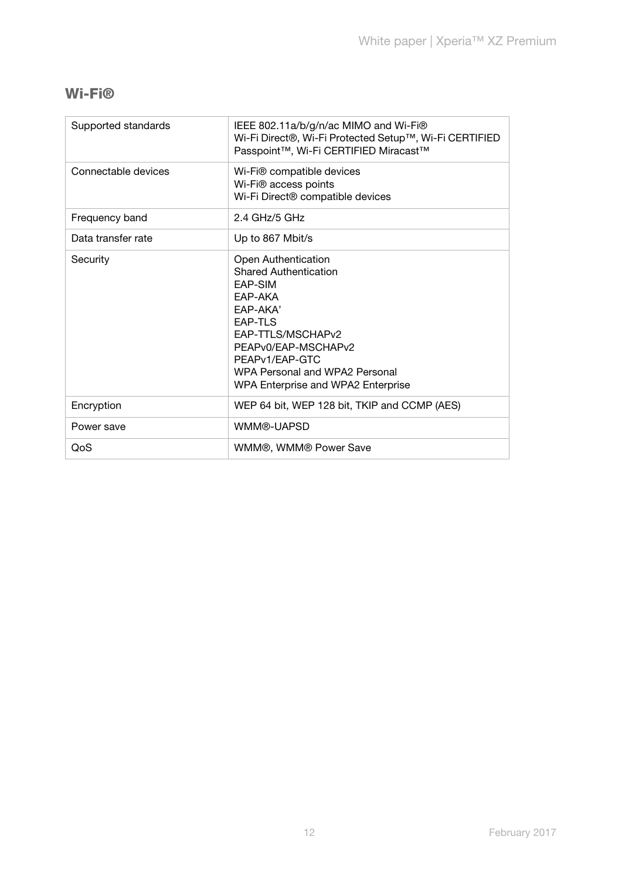## Wi-Fi®

| | |
|---|---|
| Supported standards | IEEE 802.11a/b/g/n/ac MIMO and Wi-Fi®<br>Wi-Fi Direct®, Wi-Fi Protected Setup™, Wi-Fi CERTIFIED Passpoint™, Wi-Fi CERTIFIED Miracast™ |
| Connectable devices | Wi-Fi® compatible devices<br>Wi-Fi® access points<br>Wi-Fi Direct® compatible devices |
| Frequency band | 2.4 GHz/5 GHz |
| Data transfer rate | Up to 867 Mbit/s |
| Security | Open Authentication<br>Shared Authentication<br>EAP-SIM<br>EAP-AKA<br>EAP-AKA'<br>EAP-TLS<br>EAP-TTLS/MSCHAPv2<br>PEAPv0/EAP-MSCHAPv2<br>PEAPv1/EAP-GTC<br>WPA Personal and WPA2 Personal<br>WPA Enterprise and WPA2 Enterprise |
| Encryption | WEP 64 bit, WEP 128 bit, TKIP and CCMP (AES) |
| Power save | WMM®-UAPSD |
| QoS | WMM®, WMM® Power Save |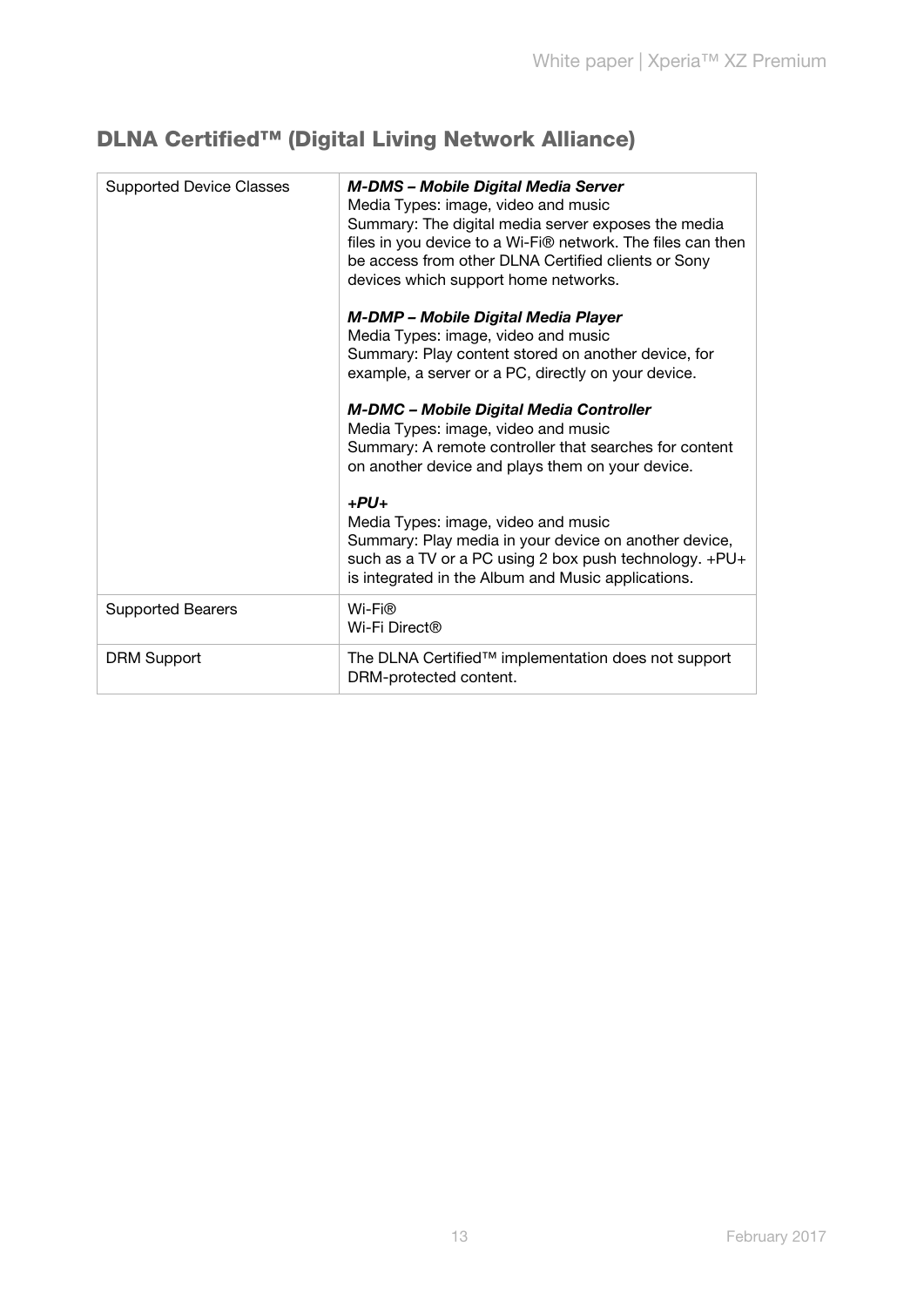## DLNA Certified™ (Digital Living Network Alliance)

| | |
|---|---|
| Supported Device Classes | ***M-DMS – Mobile Digital Media Server***<br>Media Types: image, video and music<br>Summary: The digital media server exposes the media files in you device to a Wi-Fi® network. The files can then be access from other DLNA Certified clients or Sony devices which support home networks.<br><br>***M-DMP – Mobile Digital Media Player***<br>Media Types: image, video and music<br>Summary: Play content stored on another device, for example, a server or a PC, directly on your device.<br><br>***M-DMC – Mobile Digital Media Controller***<br>Media Types: image, video and music<br>Summary: A remote controller that searches for content on another device and plays them on your device.<br><br>***+PU+***<br>Media Types: image, video and music<br>Summary: Play media in your device on another device, such as a TV or a PC using 2 box push technology. +PU+ is integrated in the Album and Music applications. |
| Supported Bearers | Wi-Fi®<br>Wi-Fi Direct® |
| DRM Support | The DLNA Certified™ implementation does not support DRM-protected content. |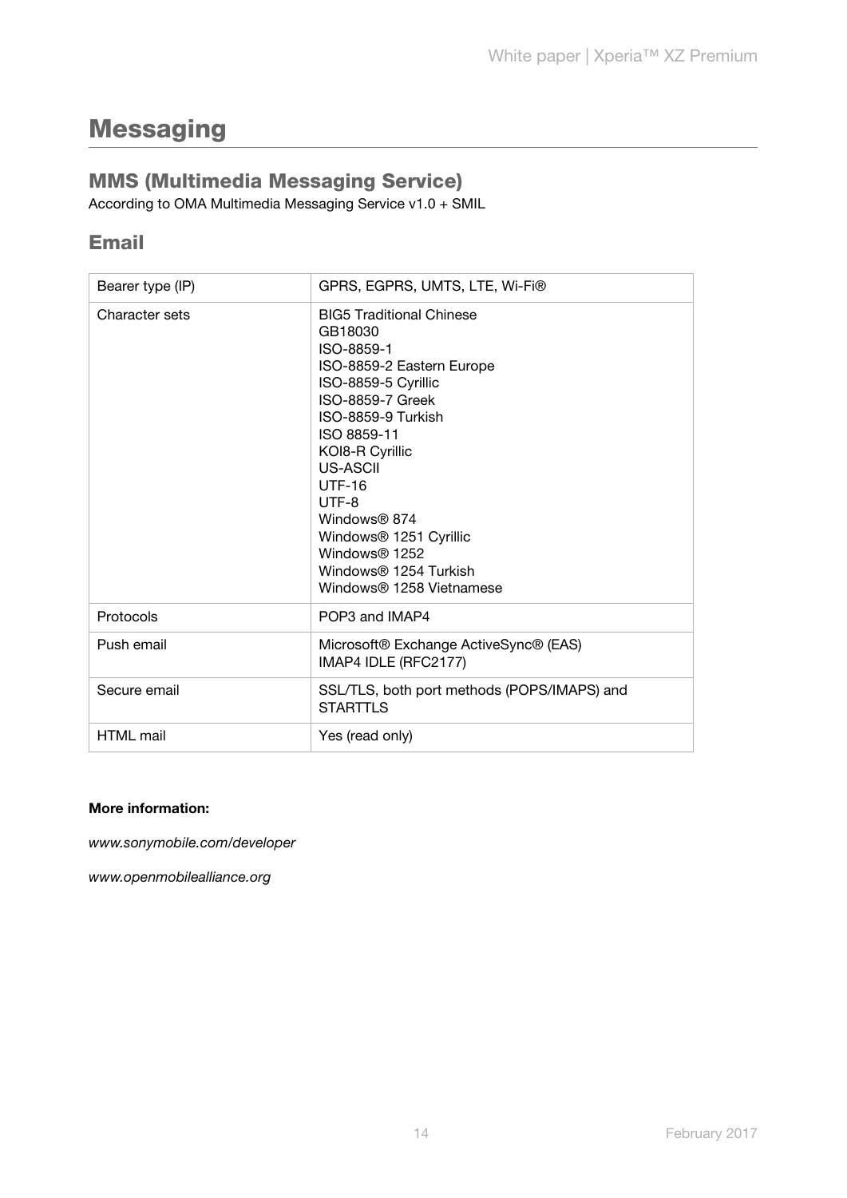# Messaging

## MMS (Multimedia Messaging Service)

According to OMA Multimedia Messaging Service v1.0 + SMIL

## Email

| | |
|---|---|
| Bearer type (IP) | GPRS, EGPRS, UMTS, LTE, Wi-Fi® |
| Character sets | BIG5 Traditional Chinese<br>GB18030<br>ISO-8859-1<br>ISO-8859-2 Eastern Europe<br>ISO-8859-5 Cyrillic<br>ISO-8859-7 Greek<br>ISO-8859-9 Turkish<br>ISO 8859-11<br>KOI8-R Cyrillic<br>US-ASCII<br>UTF-16<br>UTF-8<br>Windows® 874<br>Windows® 1251 Cyrillic<br>Windows® 1252<br>Windows® 1254 Turkish<br>Windows® 1258 Vietnamese |
| Protocols | POP3 and IMAP4 |
| Push email | Microsoft® Exchange ActiveSync® (EAS)<br>IMAP4 IDLE (RFC2177) |
| Secure email | SSL/TLS, both port methods (POPS/IMAPS) and STARTTLS |
| HTML mail | Yes (read only) |

**More information:**

*www.sonymobile.com/developer*

*www.openmobilealliance.org*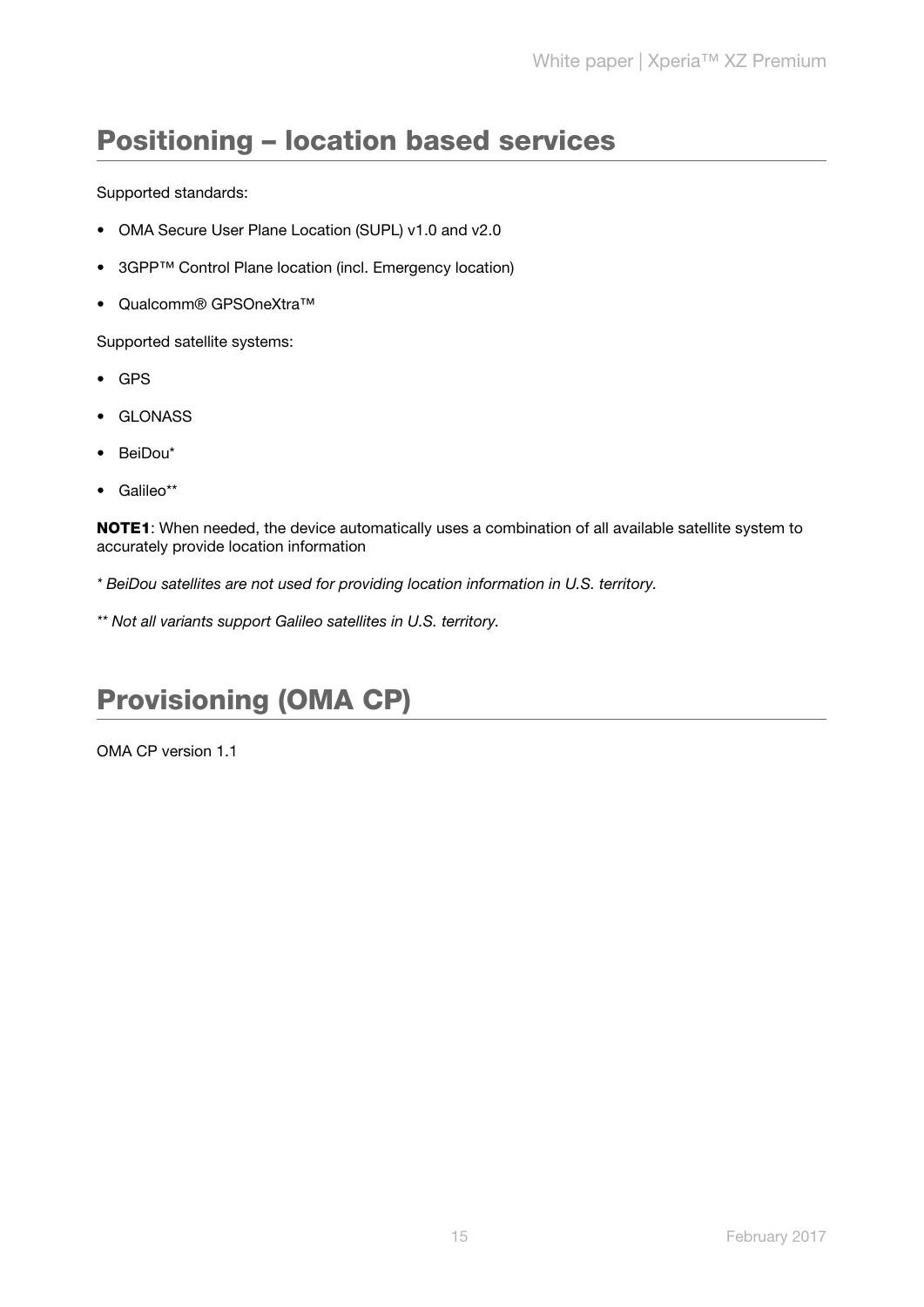# Positioning – location based services

Supported standards:

- OMA Secure User Plane Location (SUPL) v1.0 and v2.0
- 3GPP™ Control Plane location (incl. Emergency location)
- Qualcomm® GPSOneXtra™

Supported satellite systems:

- GPS
- GLONASS
- BeiDou*
- Galileo**

**NOTE1**: When needed, the device automatically uses a combination of all available satellite system to accurately provide location information

*\* BeiDou satellites are not used for providing location information in U.S. territory.*

*\*\* Not all variants support Galileo satellites in U.S. territory.*

# Provisioning (OMA CP)

OMA CP version 1.1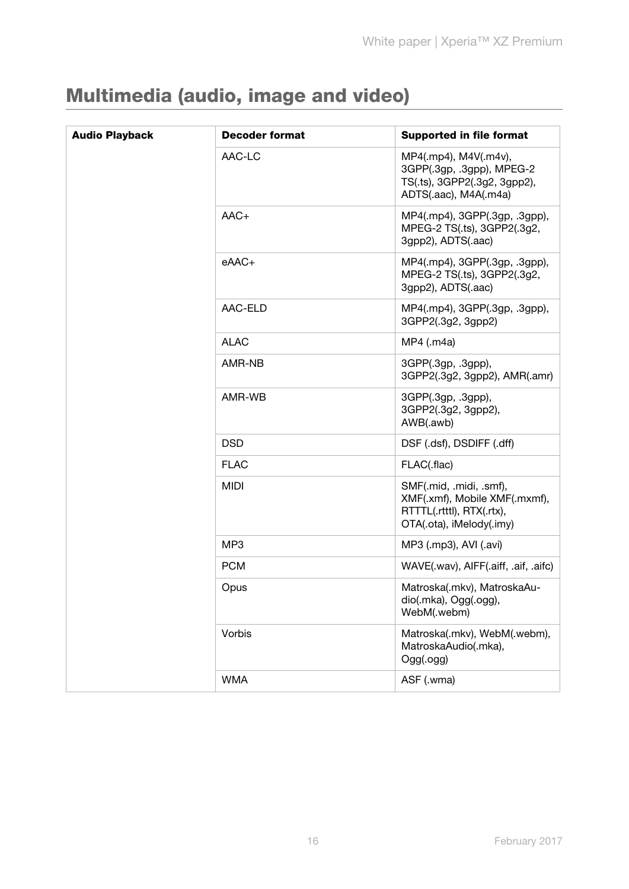# Multimedia (audio, image and video)

| Audio Playback | Decoder format | Supported in file format |
| --- | --- | --- |
| | AAC-LC | MP4(.mp4), M4V(.m4v), 3GPP(.3gp, .3gpp), MPEG-2 TS(.ts), 3GPP2(.3g2, 3gpp2), ADTS(.aac), M4A(.m4a) |
| | AAC+ | MP4(.mp4), 3GPP(.3gp, .3gpp), MPEG-2 TS(.ts), 3GPP2(.3g2, 3gpp2), ADTS(.aac) |
| | eAAC+ | MP4(.mp4), 3GPP(.3gp, .3gpp), MPEG-2 TS(.ts), 3GPP2(.3g2, 3gpp2), ADTS(.aac) |
| | AAC-ELD | MP4(.mp4), 3GPP(.3gp, .3gpp), 3GPP2(.3g2, 3gpp2) |
| | ALAC | MP4 (.m4a) |
| | AMR-NB | 3GPP(.3gp, .3gpp), 3GPP2(.3g2, 3gpp2), AMR(.amr) |
| | AMR-WB | 3GPP(.3gp, .3gpp), 3GPP2(.3g2, 3gpp2), AWB(.awb) |
| | DSD | DSF (.dsf), DSDIFF (.dff) |
| | FLAC | FLAC(.flac) |
| | MIDI | SMF(.mid, .midi, .smf), XMF(.xmf), Mobile XMF(.mxmf), RTTTL(.rtttl), RTX(.rtx), OTA(.ota), iMelody(.imy) |
| | MP3 | MP3 (.mp3), AVI (.avi) |
| | PCM | WAVE(.wav), AIFF(.aiff, .aif, .aifc) |
| | Opus | Matroska(.mkv), MatroskaAudio(.mka), Ogg(.ogg), WebM(.webm) |
| | Vorbis | Matroska(.mkv), WebM(.webm), MatroskaAudio(.mka), Ogg(.ogg) |
| | WMA | ASF (.wma) |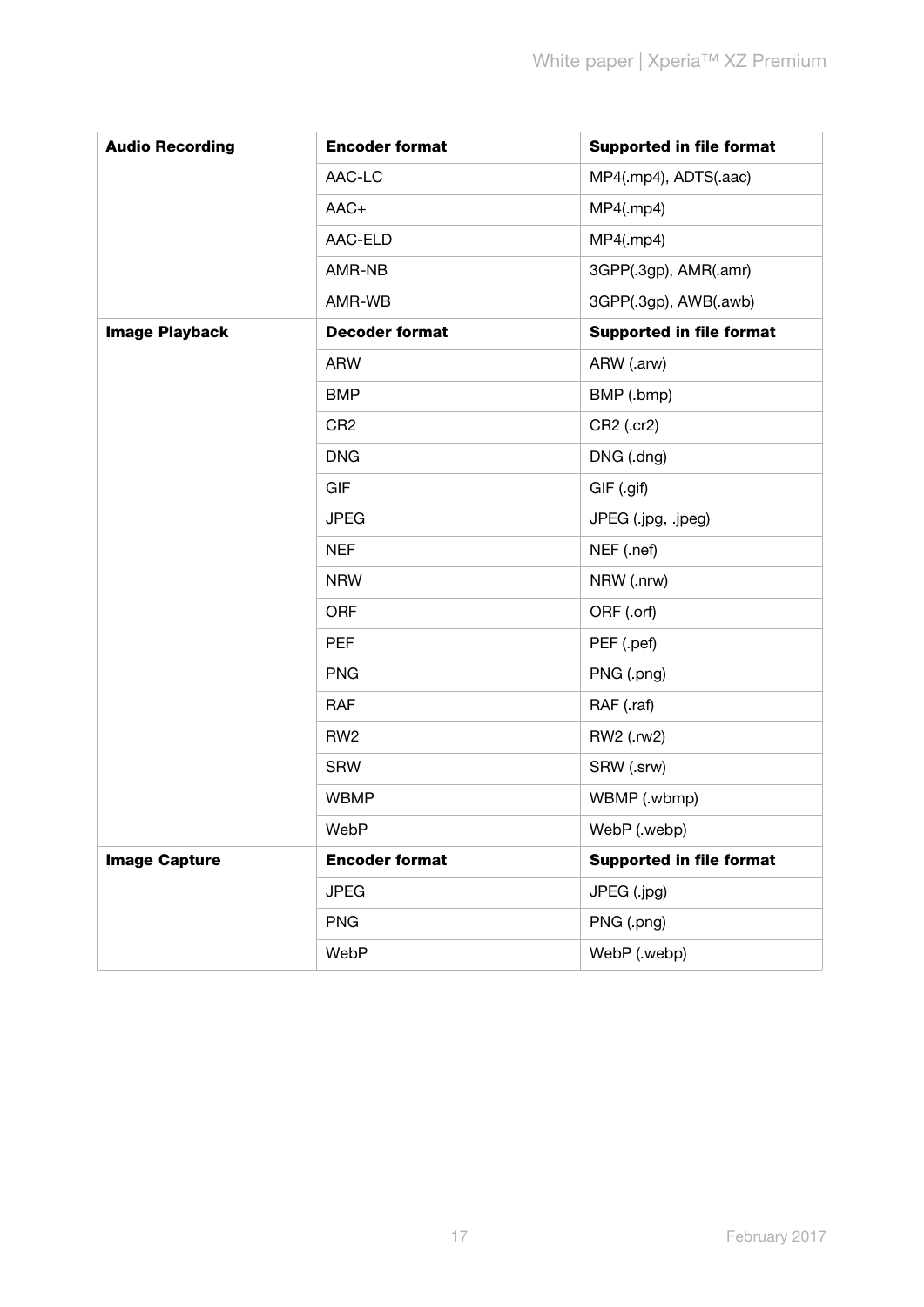| Audio Recording | Encoder format | Supported in file format |
|---|---|---|
| | AAC-LC | MP4(.mp4), ADTS(.aac) |
| | AAC+ | MP4(.mp4) |
| | AAC-ELD | MP4(.mp4) |
| | AMR-NB | 3GPP(.3gp), AMR(.amr) |
| | AMR-WB | 3GPP(.3gp), AWB(.awb) |
| **Image Playback** | **Decoder format** | **Supported in file format** |
| | ARW | ARW (.arw) |
| | BMP | BMP (.bmp) |
| | CR2 | CR2 (.cr2) |
| | DNG | DNG (.dng) |
| | GIF | GIF (.gif) |
| | JPEG | JPEG (.jpg, .jpeg) |
| | NEF | NEF (.nef) |
| | NRW | NRW (.nrw) |
| | ORF | ORF (.orf) |
| | PEF | PEF (.pef) |
| | PNG | PNG (.png) |
| | RAF | RAF (.raf) |
| | RW2 | RW2 (.rw2) |
| | SRW | SRW (.srw) |
| | WBMP | WBMP (.wbmp) |
| | WebP | WebP (.webp) |
| **Image Capture** | **Encoder format** | **Supported in file format** |
| | JPEG | JPEG (.jpg) |
| | PNG | PNG (.png) |
| | WebP | WebP (.webp) |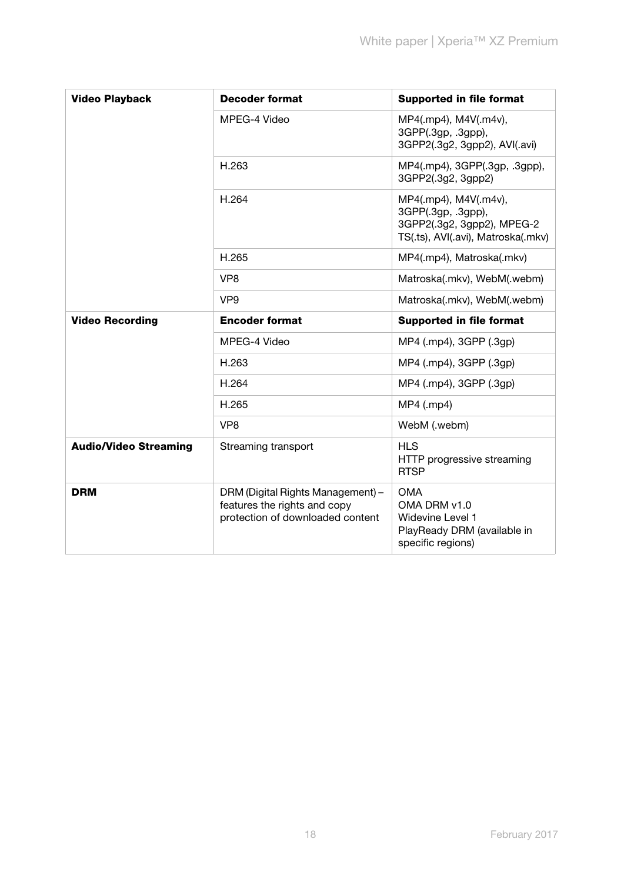| **Video Playback** | **Decoder format** | **Supported in file format** |
|---|---|---|
| | MPEG-4 Video | MP4(.mp4), M4V(.m4v), 3GPP(.3gp, .3gpp), 3GPP2(.3g2, 3gpp2), AVI(.avi) |
| | H.263 | MP4(.mp4), 3GPP(.3gp, .3gpp), 3GPP2(.3g2, 3gpp2) |
| | H.264 | MP4(.mp4), M4V(.m4v), 3GPP(.3gp, .3gpp), 3GPP2(.3g2, 3gpp2), MPEG-2 TS(.ts), AVI(.avi), Matroska(.mkv) |
| | H.265 | MP4(.mp4), Matroska(.mkv) |
| | VP8 | Matroska(.mkv), WebM(.webm) |
| | VP9 | Matroska(.mkv), WebM(.webm) |
| **Video Recording** | **Encoder format** | **Supported in file format** |
| | MPEG-4 Video | MP4 (.mp4), 3GPP (.3gp) |
| | H.263 | MP4 (.mp4), 3GPP (.3gp) |
| | H.264 | MP4 (.mp4), 3GPP (.3gp) |
| | H.265 | MP4 (.mp4) |
| | VP8 | WebM (.webm) |
| **Audio/Video Streaming** | Streaming transport | HLS<br>HTTP progressive streaming<br>RTSP |
| **DRM** | DRM (Digital Rights Management) – features the rights and copy protection of downloaded content | OMA<br>OMA DRM v1.0<br>Widevine Level 1<br>PlayReady DRM (available in specific regions) |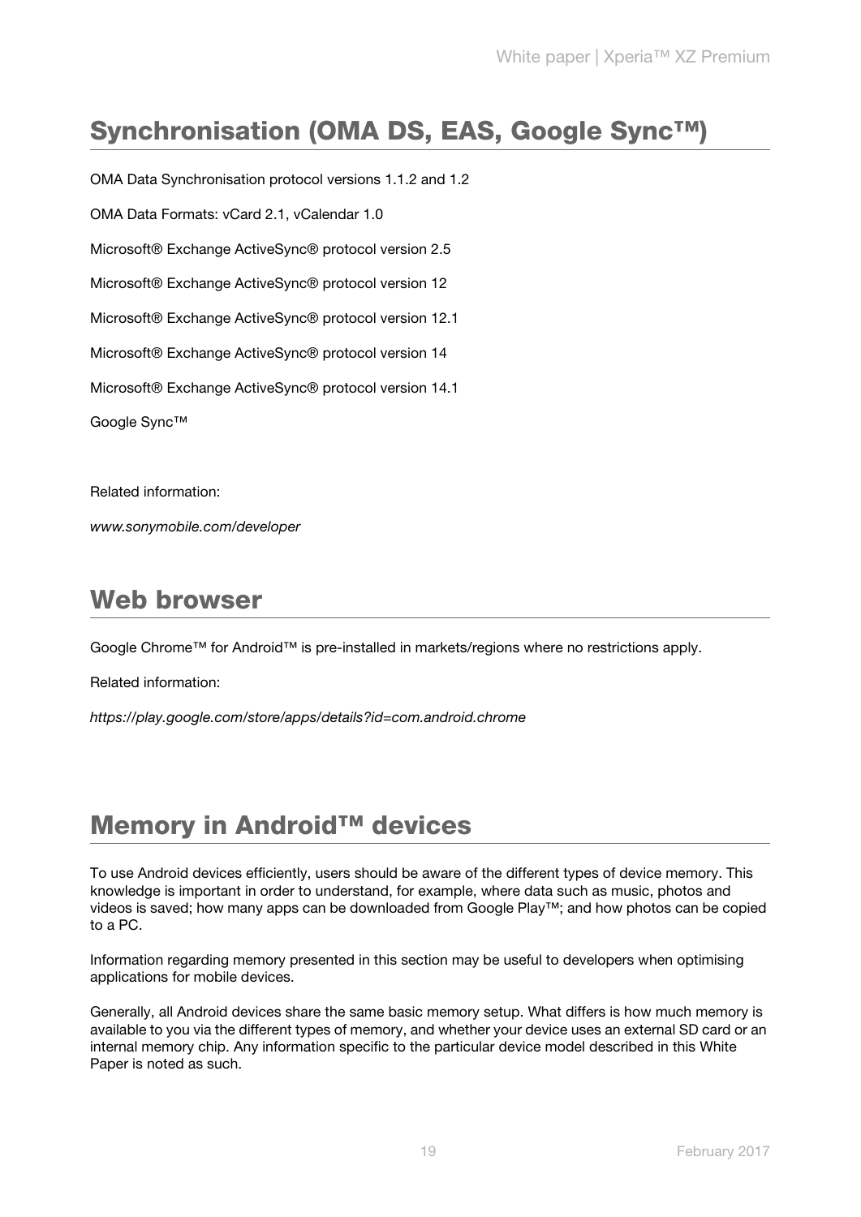## Synchronisation (OMA DS, EAS, Google Sync™)

OMA Data Synchronisation protocol versions 1.1.2 and 1.2

OMA Data Formats: vCard 2.1, vCalendar 1.0

Microsoft® Exchange ActiveSync® protocol version 2.5

Microsoft® Exchange ActiveSync® protocol version 12

Microsoft® Exchange ActiveSync® protocol version 12.1

Microsoft® Exchange ActiveSync® protocol version 14

Microsoft® Exchange ActiveSync® protocol version 14.1

Google Sync™

Related information:

*www.sonymobile.com/developer*

## Web browser

Google Chrome™ for Android™ is pre-installed in markets/regions where no restrictions apply.

Related information:

*https://play.google.com/store/apps/details?id=com.android.chrome*

## Memory in Android™ devices

To use Android devices efficiently, users should be aware of the different types of device memory. This knowledge is important in order to understand, for example, where data such as music, photos and videos is saved; how many apps can be downloaded from Google Play™; and how photos can be copied to a PC.

Information regarding memory presented in this section may be useful to developers when optimising applications for mobile devices.

Generally, all Android devices share the same basic memory setup. What differs is how much memory is available to you via the different types of memory, and whether your device uses an external SD card or an internal memory chip. Any information specific to the particular device model described in this White Paper is noted as such.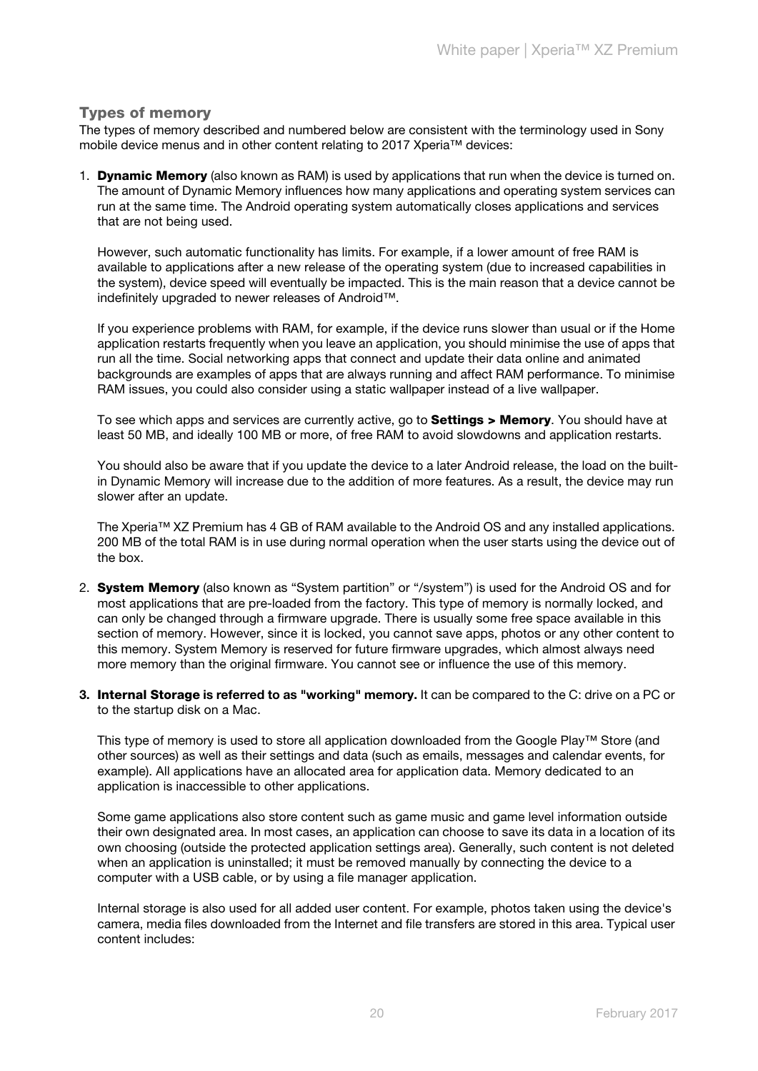### Types of memory

The types of memory described and numbered below are consistent with the terminology used in Sony mobile device menus and in other content relating to 2017 Xperia™ devices:

1. **Dynamic Memory** (also known as RAM) is used by applications that run when the device is turned on. The amount of Dynamic Memory influences how many applications and operating system services can run at the same time. The Android operating system automatically closes applications and services that are not being used.

   However, such automatic functionality has limits. For example, if a lower amount of free RAM is available to applications after a new release of the operating system (due to increased capabilities in the system), device speed will eventually be impacted. This is the main reason that a device cannot be indefinitely upgraded to newer releases of Android™.

   If you experience problems with RAM, for example, if the device runs slower than usual or if the Home application restarts frequently when you leave an application, you should minimise the use of apps that run all the time. Social networking apps that connect and update their data online and animated backgrounds are examples of apps that are always running and affect RAM performance. To minimise RAM issues, you could also consider using a static wallpaper instead of a live wallpaper.

   To see which apps and services are currently active, go to **Settings > Memory**. You should have at least 50 MB, and ideally 100 MB or more, of free RAM to avoid slowdowns and application restarts.

   You should also be aware that if you update the device to a later Android release, the load on the built-in Dynamic Memory will increase due to the addition of more features. As a result, the device may run slower after an update.

   The Xperia™ XZ Premium has 4 GB of RAM available to the Android OS and any installed applications. 200 MB of the total RAM is in use during normal operation when the user starts using the device out of the box.

2. **System Memory** (also known as "System partition" or "/system") is used for the Android OS and for most applications that are pre-loaded from the factory. This type of memory is normally locked, and can only be changed through a firmware upgrade. There is usually some free space available in this section of memory. However, since it is locked, you cannot save apps, photos or any other content to this memory. System Memory is reserved for future firmware upgrades, which almost always need more memory than the original firmware. You cannot see or influence the use of this memory.

3. **Internal Storage is referred to as "working" memory.** It can be compared to the C: drive on a PC or to the startup disk on a Mac.

   This type of memory is used to store all application downloaded from the Google Play™ Store (and other sources) as well as their settings and data (such as emails, messages and calendar events, for example). All applications have an allocated area for application data. Memory dedicated to an application is inaccessible to other applications.

   Some game applications also store content such as game music and game level information outside their own designated area. In most cases, an application can choose to save its data in a location of its own choosing (outside the protected application settings area). Generally, such content is not deleted when an application is uninstalled; it must be removed manually by connecting the device to a computer with a USB cable, or by using a file manager application.

   Internal storage is also used for all added user content. For example, photos taken using the device's camera, media files downloaded from the Internet and file transfers are stored in this area. Typical user content includes: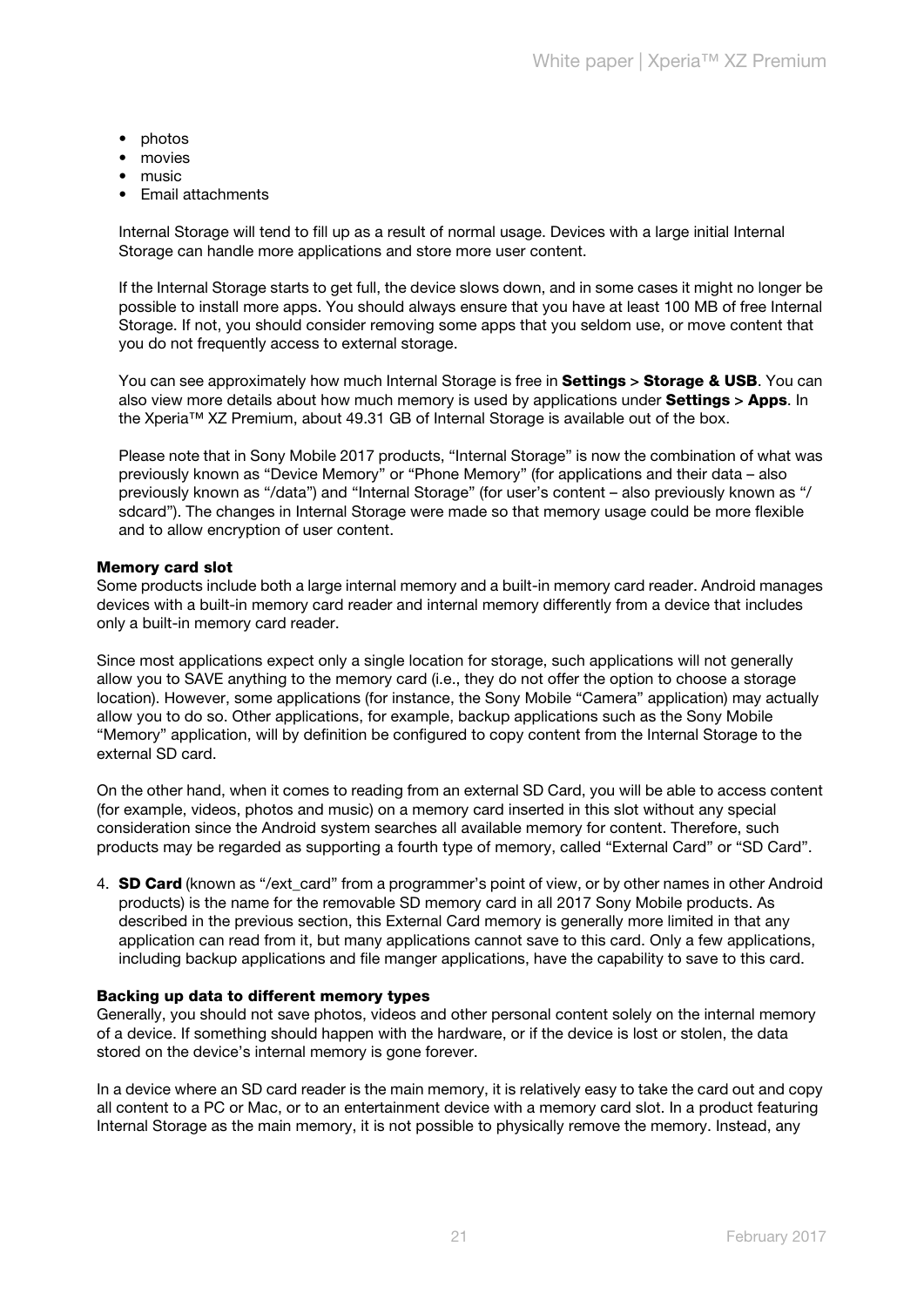- photos
- movies
- music
- Email attachments

Internal Storage will tend to fill up as a result of normal usage. Devices with a large initial Internal Storage can handle more applications and store more user content.

If the Internal Storage starts to get full, the device slows down, and in some cases it might no longer be possible to install more apps. You should always ensure that you have at least 100 MB of free Internal Storage. If not, you should consider removing some apps that you seldom use, or move content that you do not frequently access to external storage.

You can see approximately how much Internal Storage is free in **Settings** > **Storage & USB**. You can also view more details about how much memory is used by applications under **Settings** > **Apps**. In the Xperia™ XZ Premium, about 49.31 GB of Internal Storage is available out of the box.

Please note that in Sony Mobile 2017 products, "Internal Storage" is now the combination of what was previously known as "Device Memory" or "Phone Memory" (for applications and their data – also previously known as "/data") and "Internal Storage" (for user's content – also previously known as "/sdcard"). The changes in Internal Storage were made so that memory usage could be more flexible and to allow encryption of user content.

**Memory card slot**

Some products include both a large internal memory and a built-in memory card reader. Android manages devices with a built-in memory card reader and internal memory differently from a device that includes only a built-in memory card reader.

Since most applications expect only a single location for storage, such applications will not generally allow you to SAVE anything to the memory card (i.e., they do not offer the option to choose a storage location). However, some applications (for instance, the Sony Mobile "Camera" application) may actually allow you to do so. Other applications, for example, backup applications such as the Sony Mobile "Memory" application, will by definition be configured to copy content from the Internal Storage to the external SD card.

On the other hand, when it comes to reading from an external SD Card, you will be able to access content (for example, videos, photos and music) on a memory card inserted in this slot without any special consideration since the Android system searches all available memory for content. Therefore, such products may be regarded as supporting a fourth type of memory, called "External Card" or "SD Card".

4. **SD Card** (known as "/ext_card" from a programmer's point of view, or by other names in other Android products) is the name for the removable SD memory card in all 2017 Sony Mobile products. As described in the previous section, this External Card memory is generally more limited in that any application can read from it, but many applications cannot save to this card. Only a few applications, including backup applications and file manger applications, have the capability to save to this card.

**Backing up data to different memory types**

Generally, you should not save photos, videos and other personal content solely on the internal memory of a device. If something should happen with the hardware, or if the device is lost or stolen, the data stored on the device's internal memory is gone forever.

In a device where an SD card reader is the main memory, it is relatively easy to take the card out and copy all content to a PC or Mac, or to an entertainment device with a memory card slot. In a product featuring Internal Storage as the main memory, it is not possible to physically remove the memory. Instead, any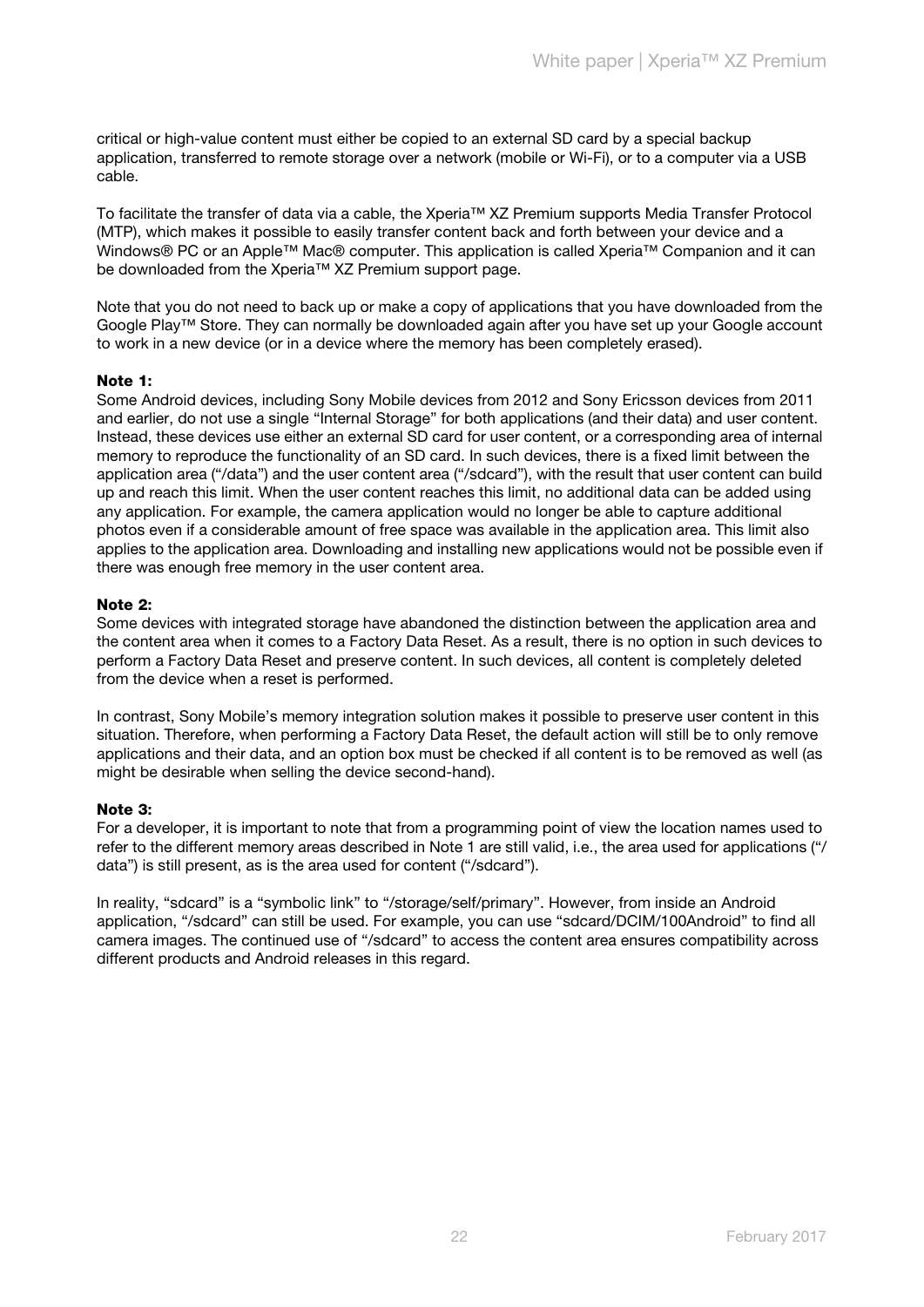critical or high-value content must either be copied to an external SD card by a special backup application, transferred to remote storage over a network (mobile or Wi-Fi), or to a computer via a USB cable.

To facilitate the transfer of data via a cable, the Xperia™ XZ Premium supports Media Transfer Protocol (MTP), which makes it possible to easily transfer content back and forth between your device and a Windows® PC or an Apple™ Mac® computer. This application is called Xperia™ Companion and it can be downloaded from the Xperia™ XZ Premium support page.

Note that you do not need to back up or make a copy of applications that you have downloaded from the Google Play™ Store. They can normally be downloaded again after you have set up your Google account to work in a new device (or in a device where the memory has been completely erased).

**Note 1:**
Some Android devices, including Sony Mobile devices from 2012 and Sony Ericsson devices from 2011 and earlier, do not use a single "Internal Storage" for both applications (and their data) and user content. Instead, these devices use either an external SD card for user content, or a corresponding area of internal memory to reproduce the functionality of an SD card. In such devices, there is a fixed limit between the application area ("/data") and the user content area ("/sdcard"), with the result that user content can build up and reach this limit. When the user content reaches this limit, no additional data can be added using any application. For example, the camera application would no longer be able to capture additional photos even if a considerable amount of free space was available in the application area. This limit also applies to the application area. Downloading and installing new applications would not be possible even if there was enough free memory in the user content area.

**Note 2:**
Some devices with integrated storage have abandoned the distinction between the application area and the content area when it comes to a Factory Data Reset. As a result, there is no option in such devices to perform a Factory Data Reset and preserve content. In such devices, all content is completely deleted from the device when a reset is performed.

In contrast, Sony Mobile's memory integration solution makes it possible to preserve user content in this situation. Therefore, when performing a Factory Data Reset, the default action will still be to only remove applications and their data, and an option box must be checked if all content is to be removed as well (as might be desirable when selling the device second-hand).

**Note 3:**
For a developer, it is important to note that from a programming point of view the location names used to refer to the different memory areas described in Note 1 are still valid, i.e., the area used for applications ("/data") is still present, as is the area used for content ("/sdcard").

In reality, "sdcard" is a "symbolic link" to "/storage/self/primary". However, from inside an Android application, "/sdcard" can still be used. For example, you can use "sdcard/DCIM/100Android" to find all camera images. The continued use of "/sdcard" to access the content area ensures compatibility across different products and Android releases in this regard.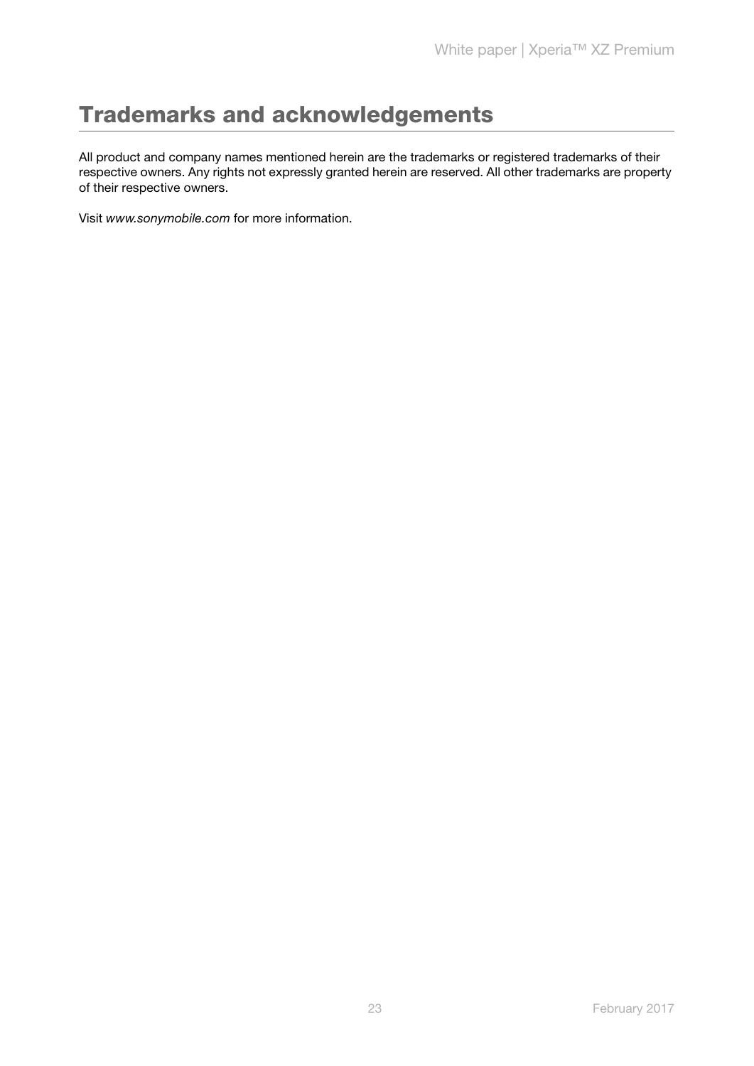# Trademarks and acknowledgements

All product and company names mentioned herein are the trademarks or registered trademarks of their respective owners. Any rights not expressly granted herein are reserved. All other trademarks are property of their respective owners.

Visit *www.sonymobile.com* for more information.